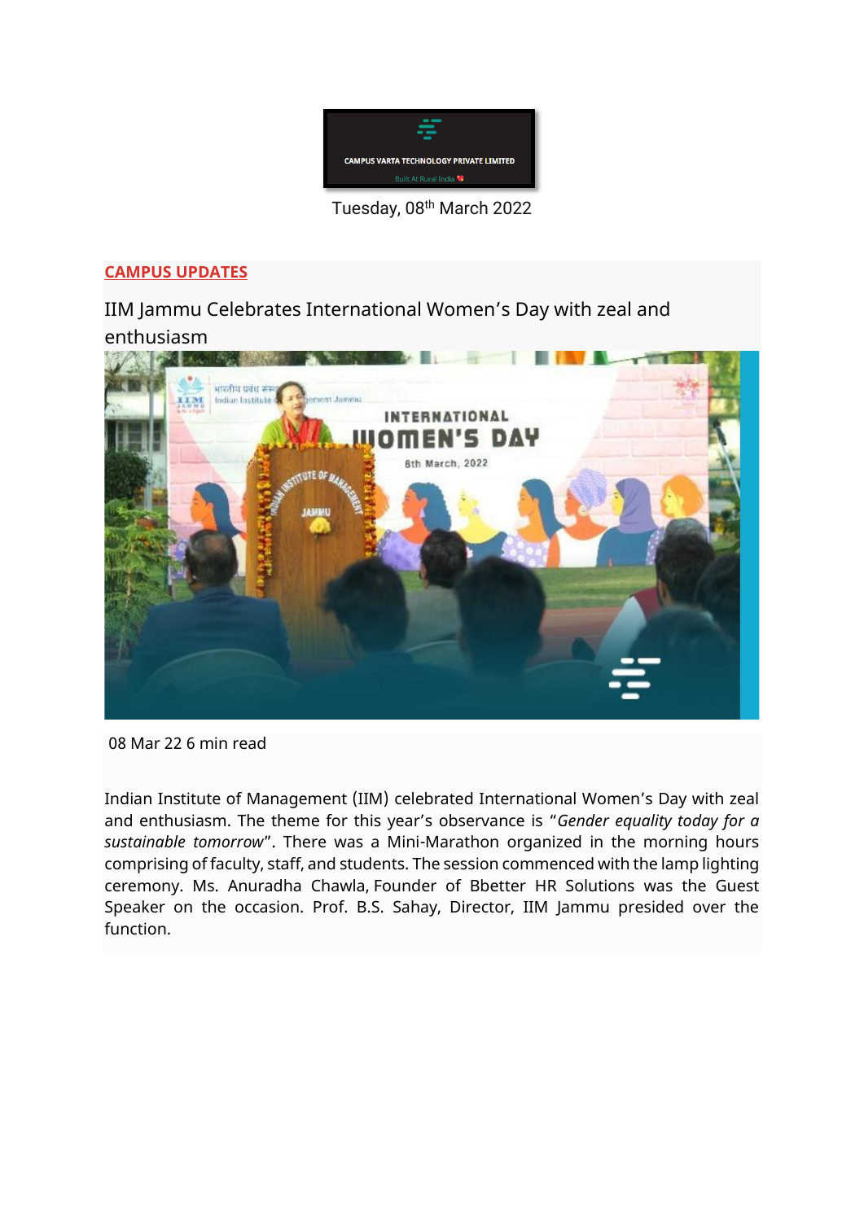CAMPUS VARTA TECHNOLOGY PRIVATE LIMITED

Built At Rural India

Tuesday, 08th March 2022

**CAMPUS UPDATES**

## IIM Jammu Celebrates International Women's Day with zeal and enthusiasm

08 Mar 22 6 min read

Indian Institute of Management (IIM) celebrated International Women's Day with zeal and enthusiasm. The theme for this year's observance is "*Gender equality today for a sustainable tomorrow*". There was a Mini-Marathon organized in the morning hours comprising of faculty, staff, and students. The session commenced with the lamp lighting ceremony. Ms. Anuradha Chawla, Founder of Bbetter HR Solutions was the Guest Speaker on the occasion. Prof. B.S. Sahay, Director, IIM Jammu presided over the function.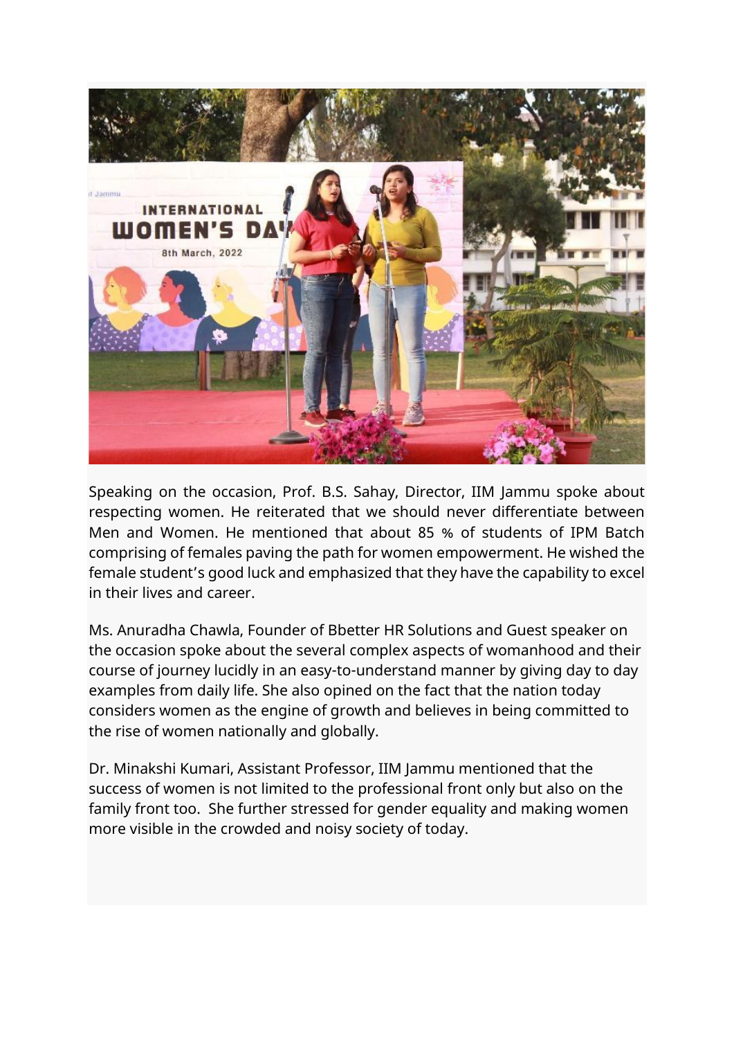Speaking on the occasion, Prof. B.S. Sahay, Director, IIM Jammu spoke about respecting women. He reiterated that we should never differentiate between Men and Women. He mentioned that about 85 % of students of IPM Batch comprising of females paving the path for women empowerment. He wished the female student's good luck and emphasized that they have the capability to excel in their lives and career.

Ms. Anuradha Chawla, Founder of Bbetter HR Solutions and Guest speaker on the occasion spoke about the several complex aspects of womanhood and their course of journey lucidly in an easy-to-understand manner by giving day to day examples from daily life. She also opined on the fact that the nation today considers women as the engine of growth and believes in being committed to the rise of women nationally and globally.

Dr. Minakshi Kumari, Assistant Professor, IIM Jammu mentioned that the success of women is not limited to the professional front only but also on the family front too. She further stressed for gender equality and making women more visible in the crowded and noisy society of today.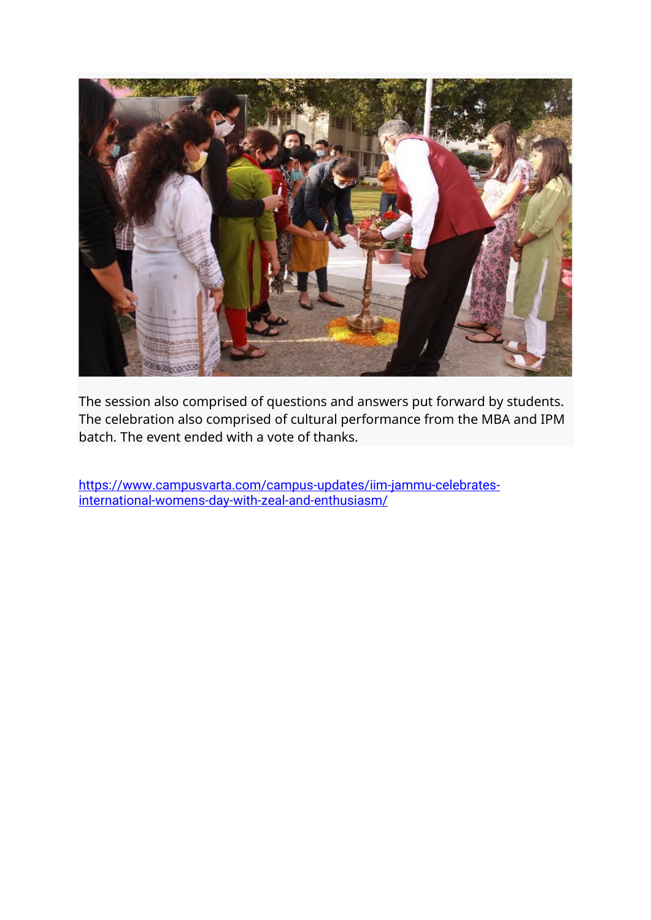The session also comprised of questions and answers put forward by students. The celebration also comprised of cultural performance from the MBA and IPM batch. The event ended with a vote of thanks.

[https://www.campusvarta.com/campus-updates/iim-jammu-celebrates-international-womens-day-with-zeal-and-enthusiasm/](https://www.campusvarta.com/campus-updates/iim-jammu-celebrates-international-womens-day-with-zeal-and-enthusiasm/)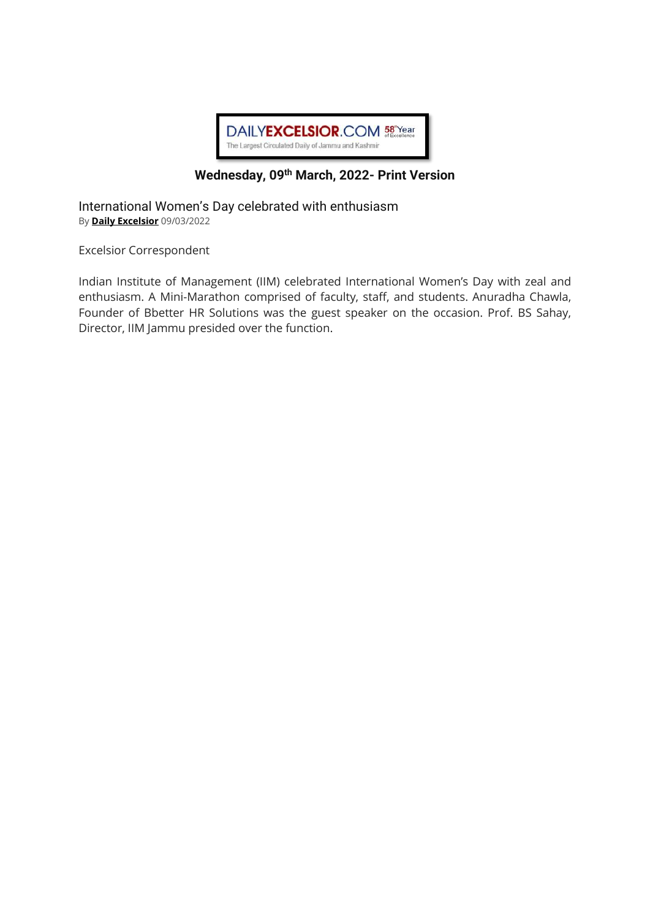DAILYEXCELSIOR.COM 58th Year of Excellence

The Largest Circulated Daily of Jammu and Kashmir

**Wednesday, 09th March, 2022- Print Version**

## International Women's Day celebrated with enthusiasm

By **Daily Excelsior** 09/03/2022

Excelsior Correspondent

Indian Institute of Management (IIM) celebrated International Women's Day with zeal and enthusiasm. A Mini-Marathon comprised of faculty, staff, and students. Anuradha Chawla, Founder of Bbetter HR Solutions was the guest speaker on the occasion. Prof. BS Sahay, Director, IIM Jammu presided over the function.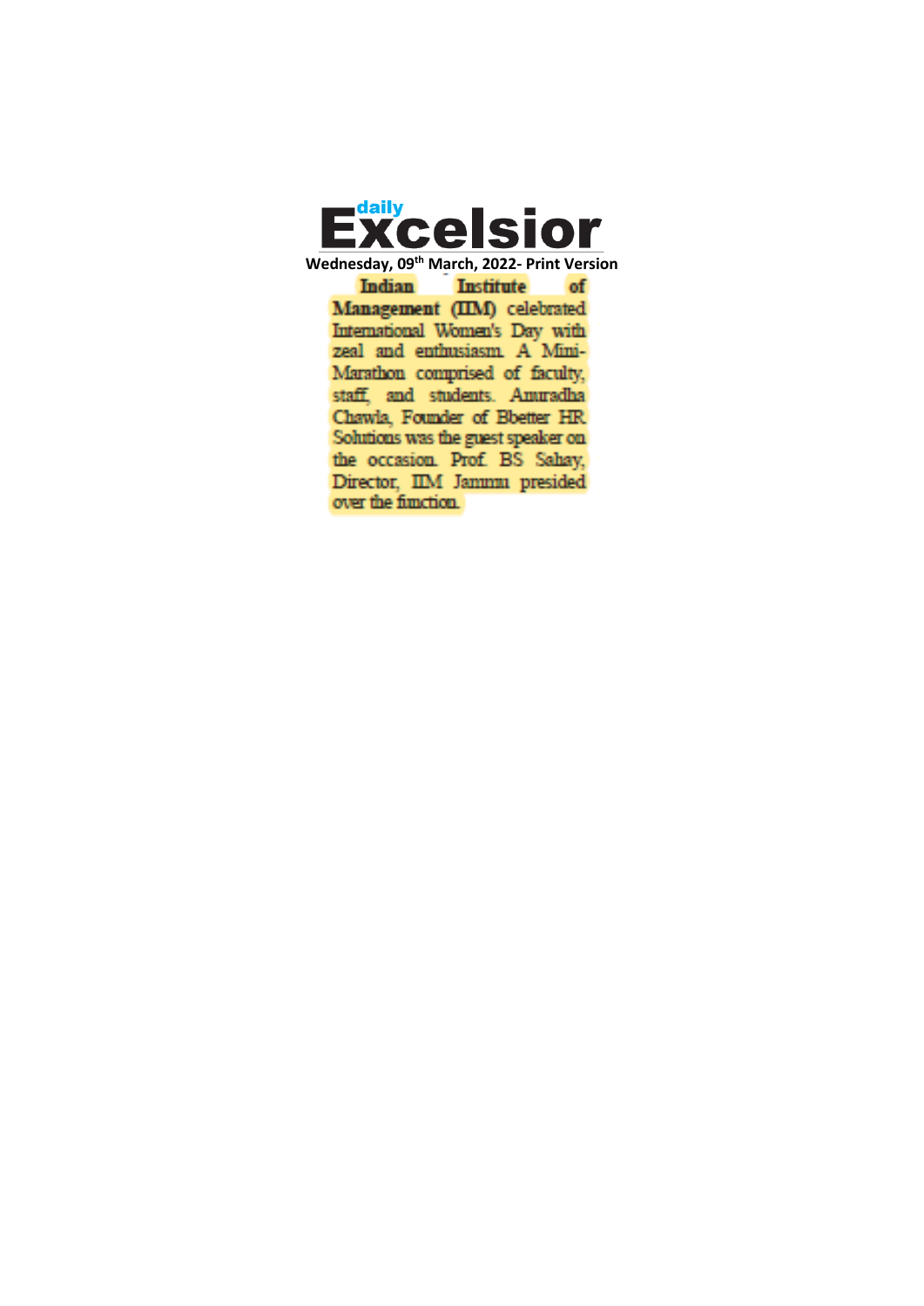# daily Excelsior

**Wednesday, 09th March, 2022- Print Version**

Indian Institute of Management (IIM) celebrated International Women's Day with zeal and enthusiasm. A Mini-Marathon comprised of faculty, staff, and students. Anuradha Chawla, Founder of Bbetter HR Solutions was the guest speaker on the occasion. Prof. BS Sahay, Director, IIM Jammu presided over the function.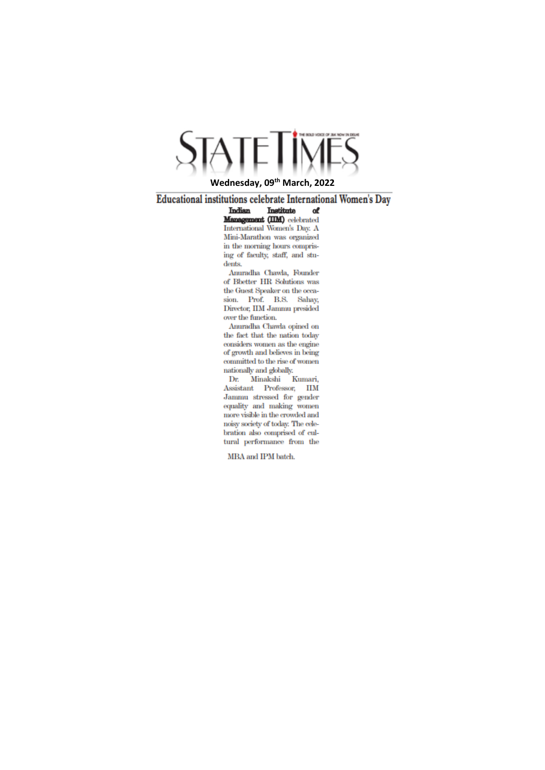# STATE TIMES

THE BOLD VOICE OF J&K NOW IN DELHI

**Wednesday, 09th March, 2022**

## Educational institutions celebrate International Women's Day

**Indian Institute of Management (IIM)** celebrated International Women's Day. A Mini-Marathon was organized in the morning hours comprising of faculty, staff, and students.

Anuradha Chawla, Founder of Bbetter HR Solutions was the Guest Speaker on the occasion. Prof. B.S. Sahay, Director, IIM Jammu presided over the function.

Anuradha Chawla opined on the fact that the nation today considers women as the engine of growth and believes in being committed to the rise of women nationally and globally.

Dr. Minakshi Kumari, Assistant Professor, IIM Jammu stressed for gender equality and making women more visible in the crowded and noisy society of today. The celebration also comprised of cultural performance from the MBA and IPM batch.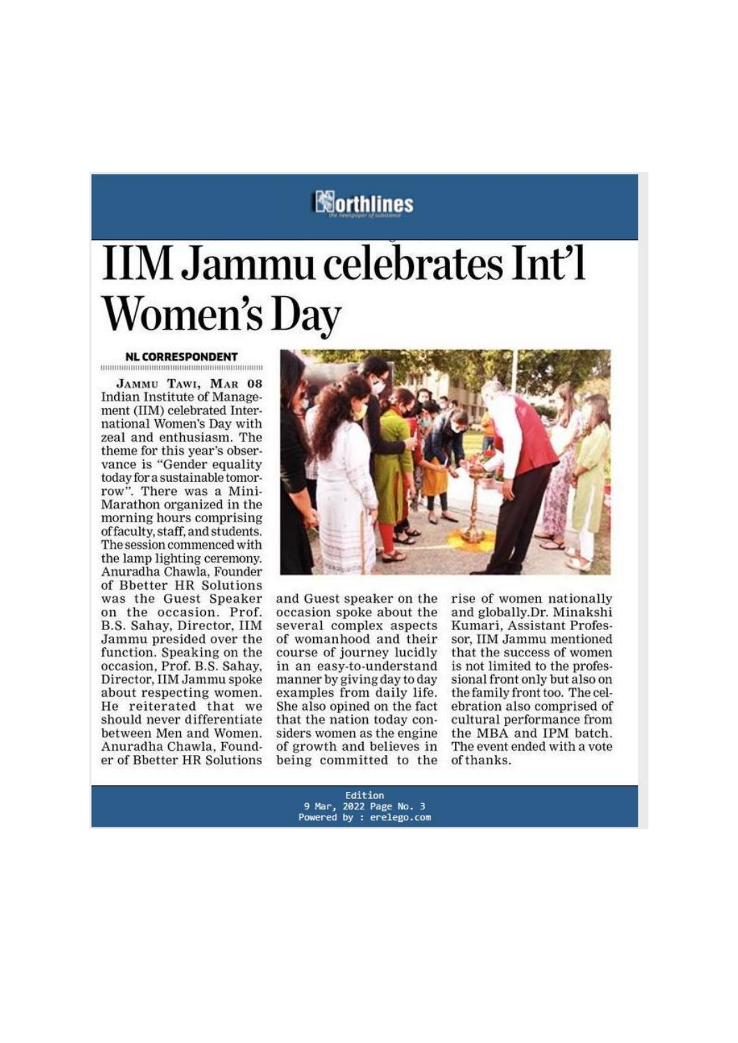Northlines

# IIM Jammu celebrates Int'l Women's Day

**NL CORRESPONDENT**

JAMMU TAWI, MAR 08

Indian Institute of Management (IIM) celebrated International Women's Day with zeal and enthusiasm. The theme for this year's observance is "Gender equality today for a sustainable tomorrow". There was a Mini-Marathon organized in the morning hours comprising of faculty, staff, and students. The session commenced with the lamp lighting ceremony. Anuradha Chawla, Founder of Bbetter HR Solutions was the Guest Speaker on the occasion. Prof. B.S. Sahay, Director, IIM Jammu presided over the function. Speaking on the occasion, Prof. B.S. Sahay, Director, IIM Jammu spoke about respecting women. He reiterated that we should never differentiate between Men and Women. Anuradha Chawla, Founder of Bbetter HR Solutions and Guest speaker on the occasion spoke about the several complex aspects of womanhood and their course of journey lucidly in an easy-to-understand manner by giving day to day examples from daily life. She also opined on the fact that the nation today considers women as the engine of growth and believes in being committed to the rise of women nationally and globally.Dr. Minakshi Kumari, Assistant Professor, IIM Jammu mentioned that the success of women is not limited to the professional front only but also on the family front too. The celebration also comprised of cultural performance from the MBA and IPM batch. The event ended with a vote of thanks.

Edition
9 Mar, 2022 Page No. 3
Powered by : erelego.com